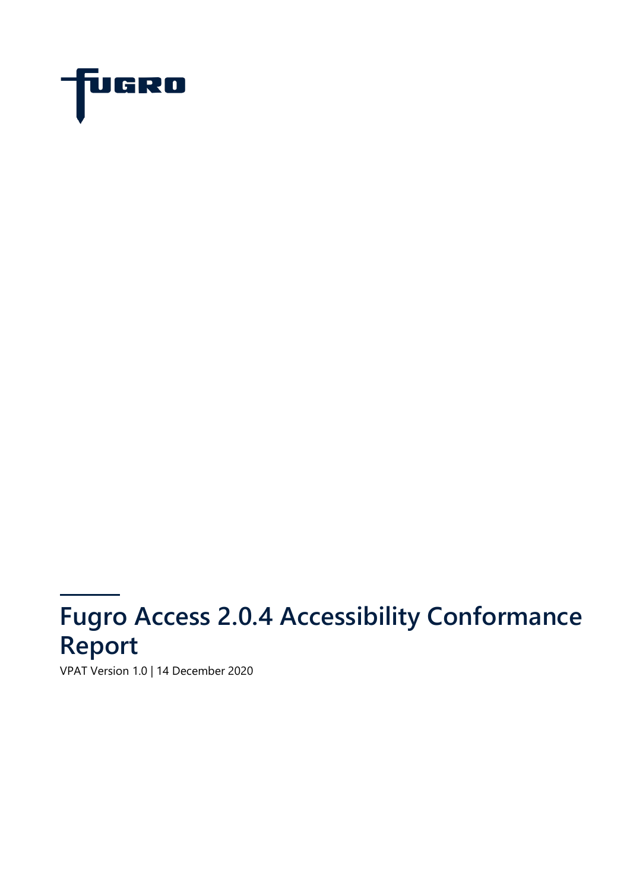FUGRO

# Fugro Access 2.0.4 Accessibility Conformance Report

VPAT Version 1.0 | 14 December 2020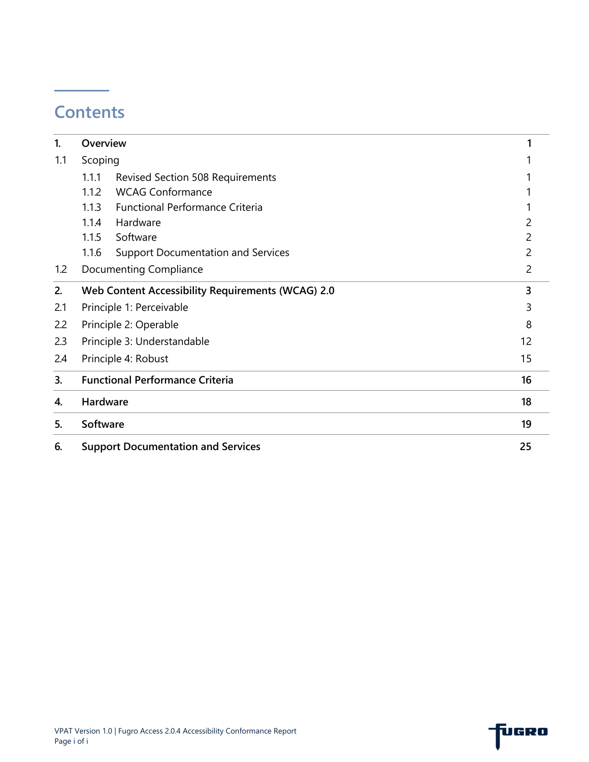# Contents

| | | |
|---|---|---|
| **1.** | **Overview** | **1** |
| 1.1 | Scoping | 1 |
| | 1.1.1 Revised Section 508 Requirements | 1 |
| | 1.1.2 WCAG Conformance | 1 |
| | 1.1.3 Functional Performance Criteria | 1 |
| | 1.1.4 Hardware | 2 |
| | 1.1.5 Software | 2 |
| | 1.1.6 Support Documentation and Services | 2 |
| 1.2 | Documenting Compliance | 2 |
| **2.** | **Web Content Accessibility Requirements (WCAG) 2.0** | **3** |
| 2.1 | Principle 1: Perceivable | 3 |
| 2.2 | Principle 2: Operable | 8 |
| 2.3 | Principle 3: Understandable | 12 |
| 2.4 | Principle 4: Robust | 15 |
| **3.** | **Functional Performance Criteria** | **16** |
| **4.** | **Hardware** | **18** |
| **5.** | **Software** | **19** |
| **6.** | **Support Documentation and Services** | **25** |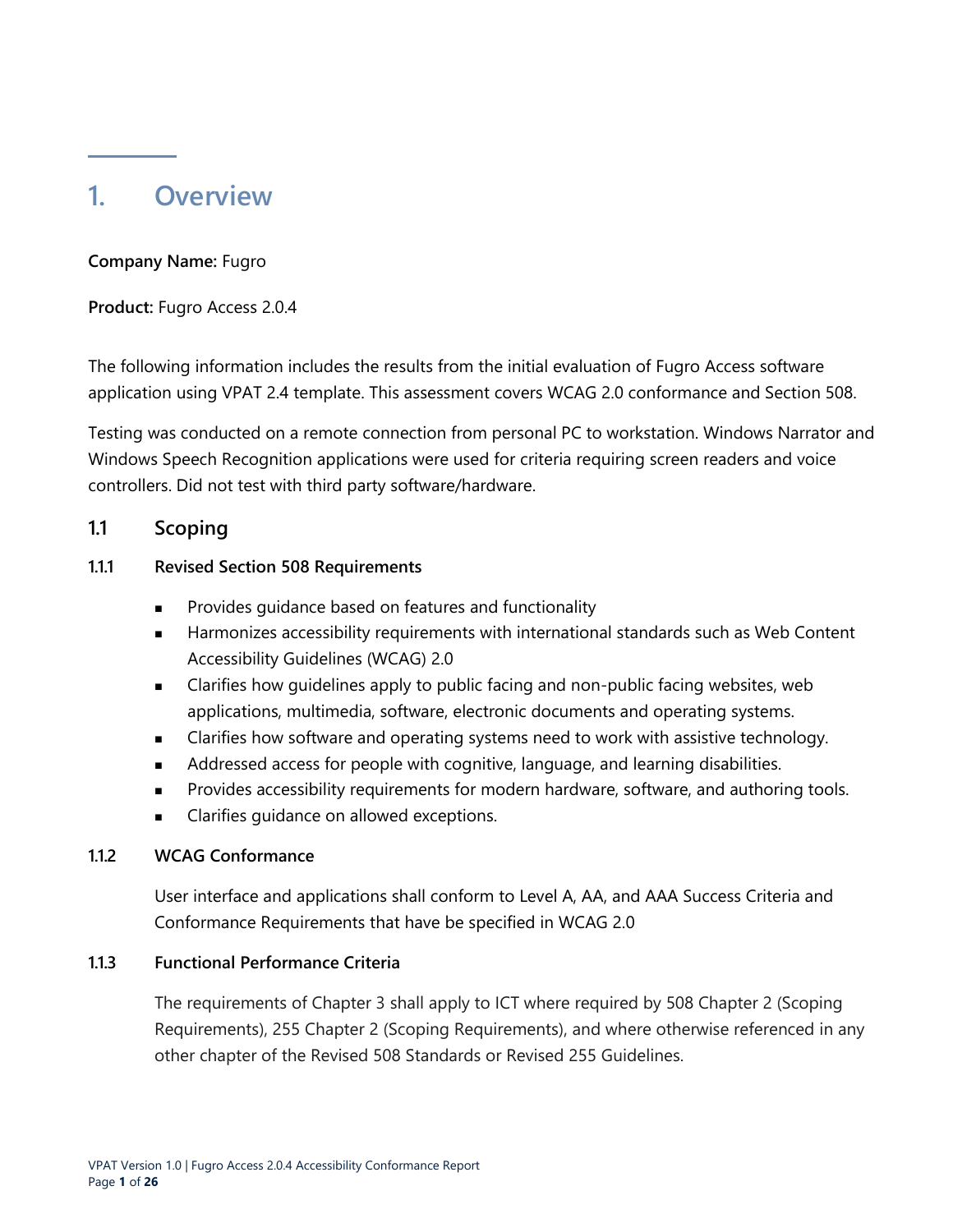# 1. Overview

**Company Name:** Fugro

**Product:** Fugro Access 2.0.4

The following information includes the results from the initial evaluation of Fugro Access software application using VPAT 2.4 template. This assessment covers WCAG 2.0 conformance and Section 508.

Testing was conducted on a remote connection from personal PC to workstation. Windows Narrator and Windows Speech Recognition applications were used for criteria requiring screen readers and voice controllers. Did not test with third party software/hardware.

## 1.1 Scoping

### 1.1.1 Revised Section 508 Requirements

- Provides guidance based on features and functionality
- Harmonizes accessibility requirements with international standards such as Web Content Accessibility Guidelines (WCAG) 2.0
- Clarifies how guidelines apply to public facing and non-public facing websites, web applications, multimedia, software, electronic documents and operating systems.
- Clarifies how software and operating systems need to work with assistive technology.
- Addressed access for people with cognitive, language, and learning disabilities.
- Provides accessibility requirements for modern hardware, software, and authoring tools.
- Clarifies guidance on allowed exceptions.

### 1.1.2 WCAG Conformance

User interface and applications shall conform to Level A, AA, and AAA Success Criteria and Conformance Requirements that have be specified in WCAG 2.0

### 1.1.3 Functional Performance Criteria

The requirements of Chapter 3 shall apply to ICT where required by 508 Chapter 2 (Scoping Requirements), 255 Chapter 2 (Scoping Requirements), and where otherwise referenced in any other chapter of the Revised 508 Standards or Revised 255 Guidelines.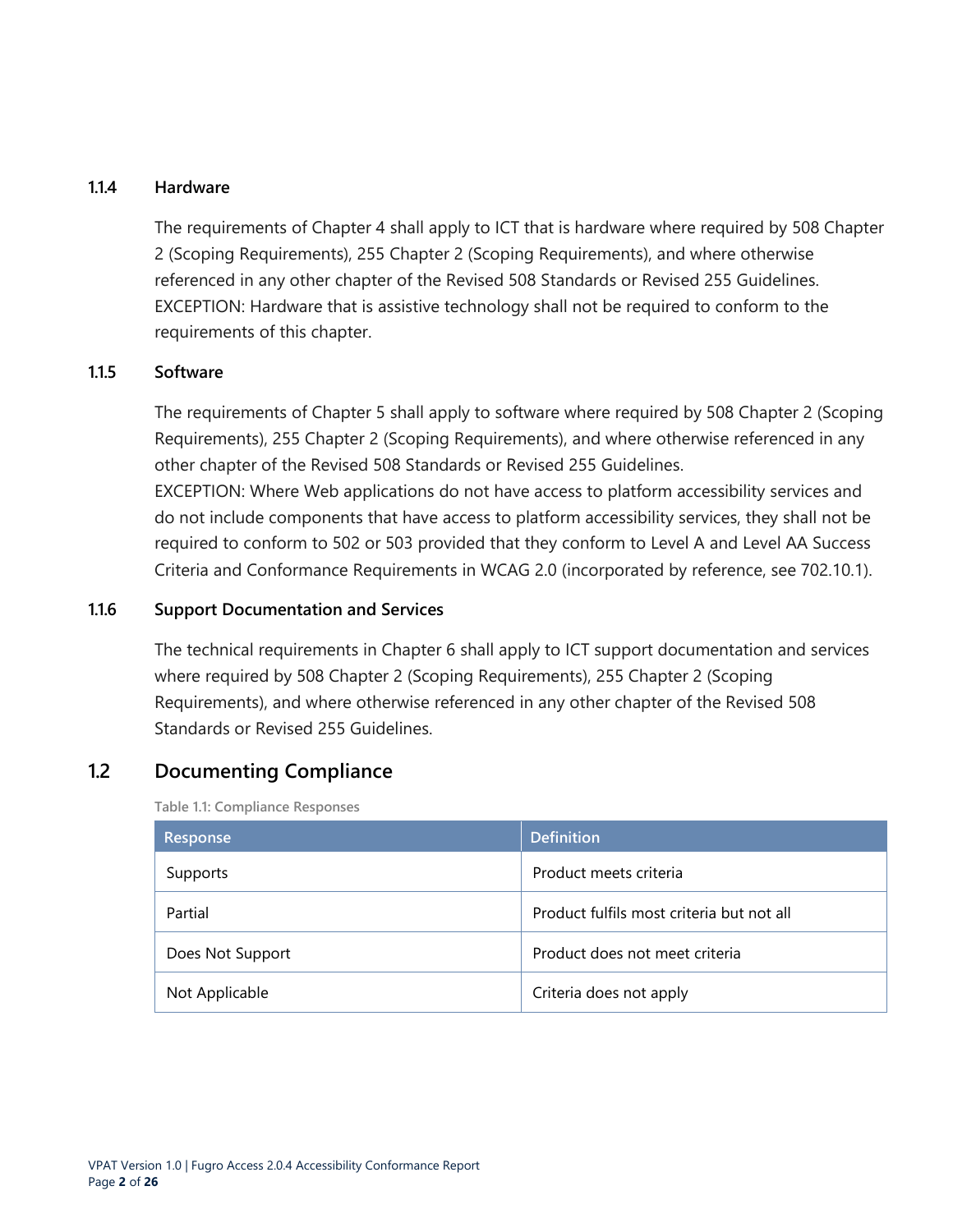### 1.1.4 Hardware

The requirements of Chapter 4 shall apply to ICT that is hardware where required by 508 Chapter 2 (Scoping Requirements), 255 Chapter 2 (Scoping Requirements), and where otherwise referenced in any other chapter of the Revised 508 Standards or Revised 255 Guidelines. EXCEPTION: Hardware that is assistive technology shall not be required to conform to the requirements of this chapter.

### 1.1.5 Software

The requirements of Chapter 5 shall apply to software where required by 508 Chapter 2 (Scoping Requirements), 255 Chapter 2 (Scoping Requirements), and where otherwise referenced in any other chapter of the Revised 508 Standards or Revised 255 Guidelines.
EXCEPTION: Where Web applications do not have access to platform accessibility services and do not include components that have access to platform accessibility services, they shall not be required to conform to 502 or 503 provided that they conform to Level A and Level AA Success Criteria and Conformance Requirements in WCAG 2.0 (incorporated by reference, see 702.10.1).

### 1.1.6 Support Documentation and Services

The technical requirements in Chapter 6 shall apply to ICT support documentation and services where required by 508 Chapter 2 (Scoping Requirements), 255 Chapter 2 (Scoping Requirements), and where otherwise referenced in any other chapter of the Revised 508 Standards or Revised 255 Guidelines.

## 1.2 Documenting Compliance

Table 1.1: Compliance Responses

| Response | Definition |
|---|---|
| Supports | Product meets criteria |
| Partial | Product fulfils most criteria but not all |
| Does Not Support | Product does not meet criteria |
| Not Applicable | Criteria does not apply |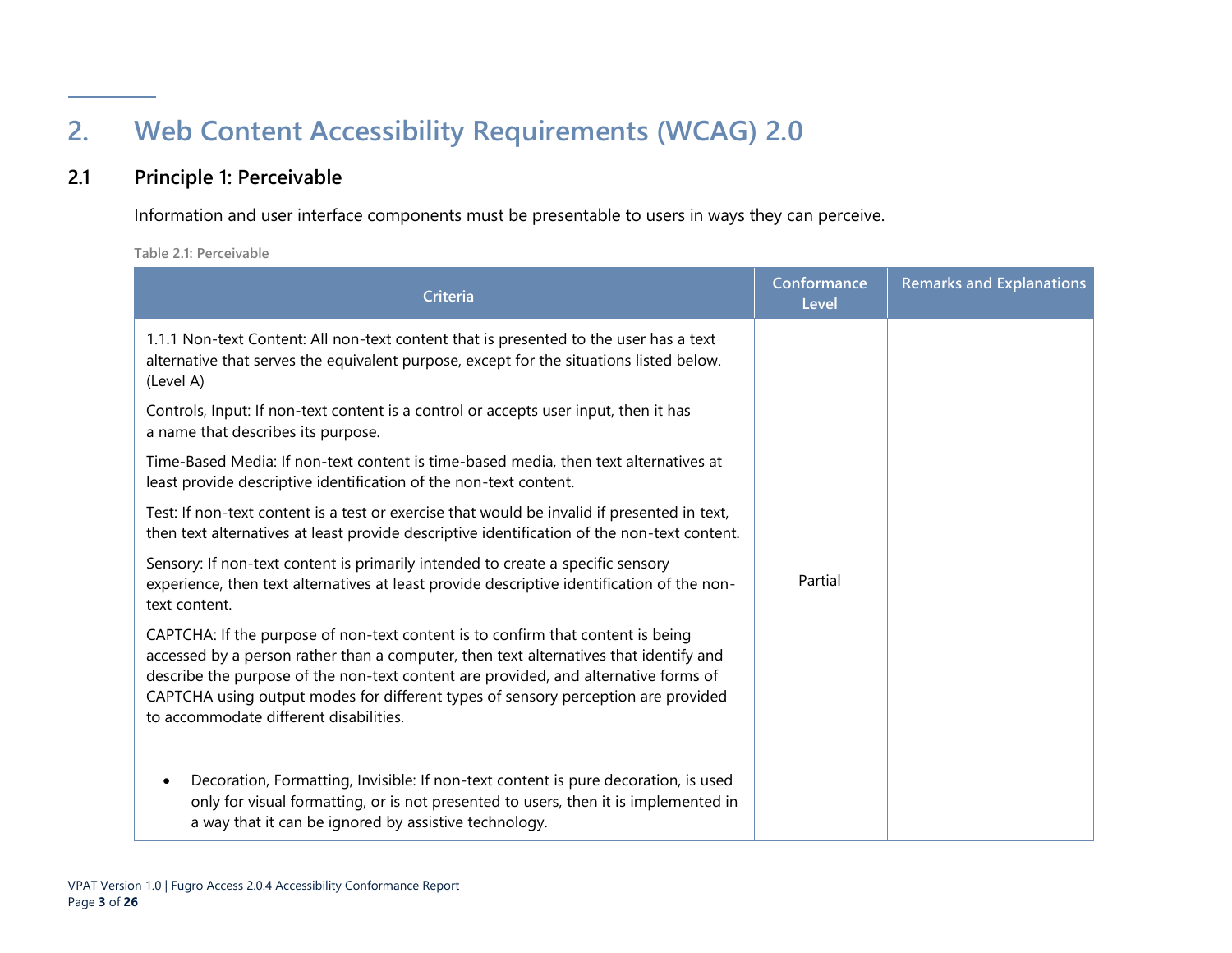# 2. Web Content Accessibility Requirements (WCAG) 2.0

## 2.1 Principle 1: Perceivable

Information and user interface components must be presentable to users in ways they can perceive.

Table 2.1: Perceivable

| Criteria | Conformance Level | Remarks and Explanations |
|---|---|---|
| 1.1.1 Non-text Content: All non-text content that is presented to the user has a text alternative that serves the equivalent purpose, except for the situations listed below. (Level A)<br><br>Controls, Input: If non-text content is a control or accepts user input, then it has a name that describes its purpose.<br><br>Time-Based Media: If non-text content is time-based media, then text alternatives at least provide descriptive identification of the non-text content.<br><br>Test: If non-text content is a test or exercise that would be invalid if presented in text, then text alternatives at least provide descriptive identification of the non-text content.<br><br>Sensory: If non-text content is primarily intended to create a specific sensory experience, then text alternatives at least provide descriptive identification of the non-text content.<br><br>CAPTCHA: If the purpose of non-text content is to confirm that content is being accessed by a person rather than a computer, then text alternatives that identify and describe the purpose of the non-text content are provided, and alternative forms of CAPTCHA using output modes for different types of sensory perception are provided to accommodate different disabilities.<br><br>• Decoration, Formatting, Invisible: If non-text content is pure decoration, is used only for visual formatting, or is not presented to users, then it is implemented in a way that it can be ignored by assistive technology. | Partial | |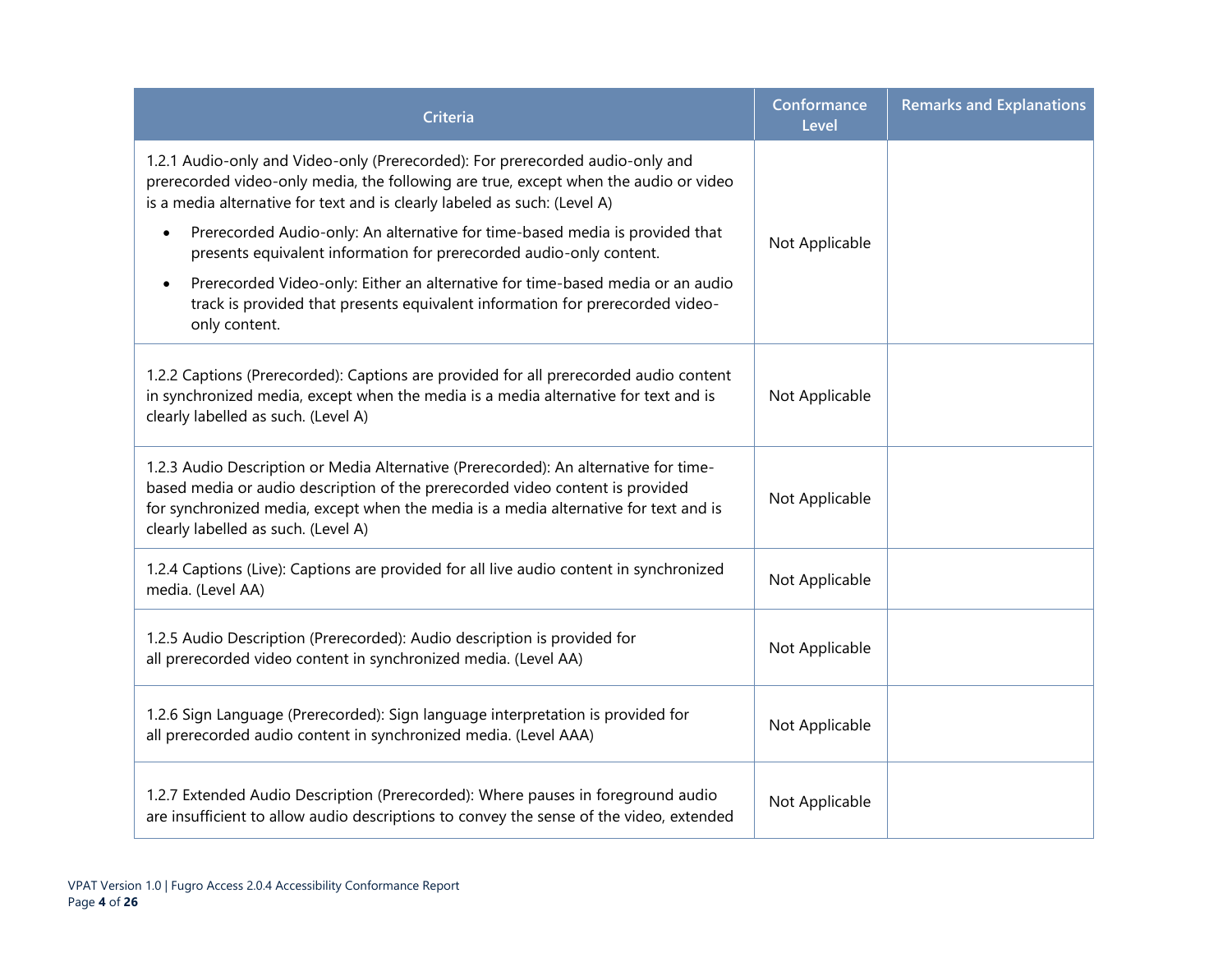| Criteria | Conformance Level | Remarks and Explanations |
|---|---|---|
| 1.2.1 Audio-only and Video-only (Prerecorded): For prerecorded audio-only and prerecorded video-only media, the following are true, except when the audio or video is a media alternative for text and is clearly labeled as such: (Level A)<br>• Prerecorded Audio-only: An alternative for time-based media is provided that presents equivalent information for prerecorded audio-only content.<br>• Prerecorded Video-only: Either an alternative for time-based media or an audio track is provided that presents equivalent information for prerecorded video-only content. | Not Applicable | |
| 1.2.2 Captions (Prerecorded): Captions are provided for all prerecorded audio content in synchronized media, except when the media is a media alternative for text and is clearly labelled as such. (Level A) | Not Applicable | |
| 1.2.3 Audio Description or Media Alternative (Prerecorded): An alternative for time-based media or audio description of the prerecorded video content is provided for synchronized media, except when the media is a media alternative for text and is clearly labelled as such. (Level A) | Not Applicable | |
| 1.2.4 Captions (Live): Captions are provided for all live audio content in synchronized media. (Level AA) | Not Applicable | |
| 1.2.5 Audio Description (Prerecorded): Audio description is provided for all prerecorded video content in synchronized media. (Level AA) | Not Applicable | |
| 1.2.6 Sign Language (Prerecorded): Sign language interpretation is provided for all prerecorded audio content in synchronized media. (Level AAA) | Not Applicable | |
| 1.2.7 Extended Audio Description (Prerecorded): Where pauses in foreground audio are insufficient to allow audio descriptions to convey the sense of the video, extended | Not Applicable | |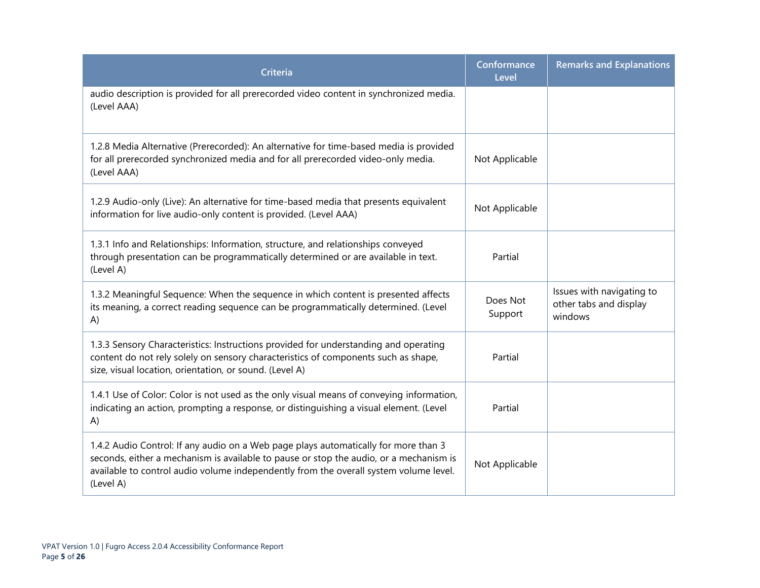| Criteria | Conformance Level | Remarks and Explanations |
| --- | --- | --- |
| audio description is provided for all prerecorded video content in synchronized media. (Level AAA) | | |
| 1.2.8 Media Alternative (Prerecorded): An alternative for time-based media is provided for all prerecorded synchronized media and for all prerecorded video-only media. (Level AAA) | Not Applicable | |
| 1.2.9 Audio-only (Live): An alternative for time-based media that presents equivalent information for live audio-only content is provided. (Level AAA) | Not Applicable | |
| 1.3.1 Info and Relationships: Information, structure, and relationships conveyed through presentation can be programmatically determined or are available in text. (Level A) | Partial | |
| 1.3.2 Meaningful Sequence: When the sequence in which content is presented affects its meaning, a correct reading sequence can be programmatically determined. (Level A) | Does Not Support | Issues with navigating to other tabs and display windows |
| 1.3.3 Sensory Characteristics: Instructions provided for understanding and operating content do not rely solely on sensory characteristics of components such as shape, size, visual location, orientation, or sound. (Level A) | Partial | |
| 1.4.1 Use of Color: Color is not used as the only visual means of conveying information, indicating an action, prompting a response, or distinguishing a visual element. (Level A) | Partial | |
| 1.4.2 Audio Control: If any audio on a Web page plays automatically for more than 3 seconds, either a mechanism is available to pause or stop the audio, or a mechanism is available to control audio volume independently from the overall system volume level. (Level A) | Not Applicable | |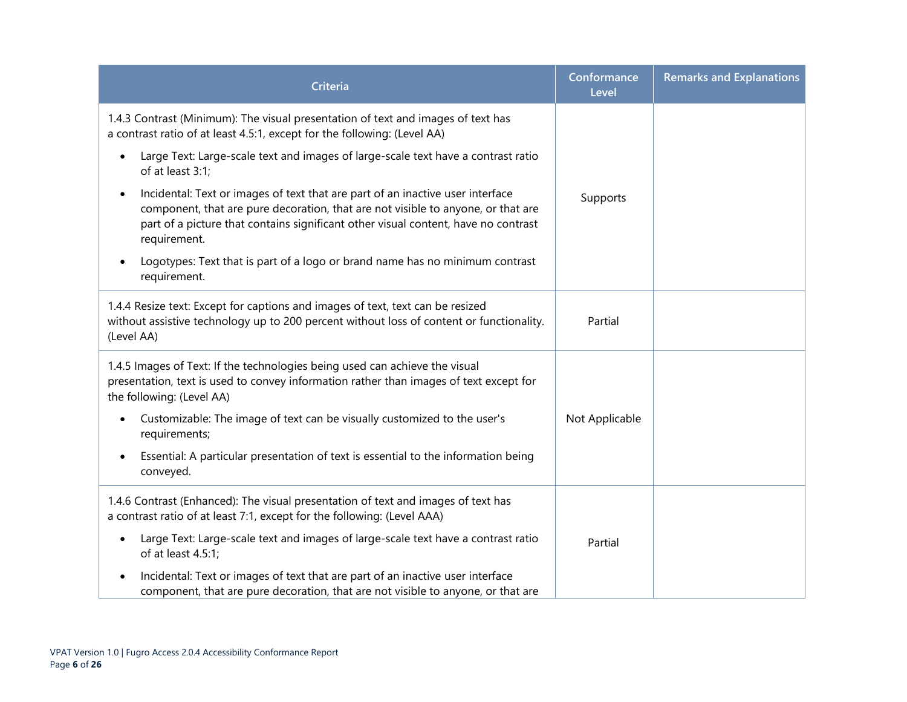| Criteria | Conformance Level | Remarks and Explanations |
| --- | --- | --- |
| 1.4.3 Contrast (Minimum): The visual presentation of text and images of text has a contrast ratio of at least 4.5:1, except for the following: (Level AA)<br>• Large Text: Large-scale text and images of large-scale text have a contrast ratio of at least 3:1;<br>• Incidental: Text or images of text that are part of an inactive user interface component, that are pure decoration, that are not visible to anyone, or that are part of a picture that contains significant other visual content, have no contrast requirement.<br>• Logotypes: Text that is part of a logo or brand name has no minimum contrast requirement. | Supports | |
| 1.4.4 Resize text: Except for captions and images of text, text can be resized without assistive technology up to 200 percent without loss of content or functionality. (Level AA) | Partial | |
| 1.4.5 Images of Text: If the technologies being used can achieve the visual presentation, text is used to convey information rather than images of text except for the following: (Level AA)<br>• Customizable: The image of text can be visually customized to the user's requirements;<br>• Essential: A particular presentation of text is essential to the information being conveyed. | Not Applicable | |
| 1.4.6 Contrast (Enhanced): The visual presentation of text and images of text has a contrast ratio of at least 7:1, except for the following: (Level AAA)<br>• Large Text: Large-scale text and images of large-scale text have a contrast ratio of at least 4.5:1;<br>• Incidental: Text or images of text that are part of an inactive user interface component, that are pure decoration, that are not visible to anyone, or that are | Partial | |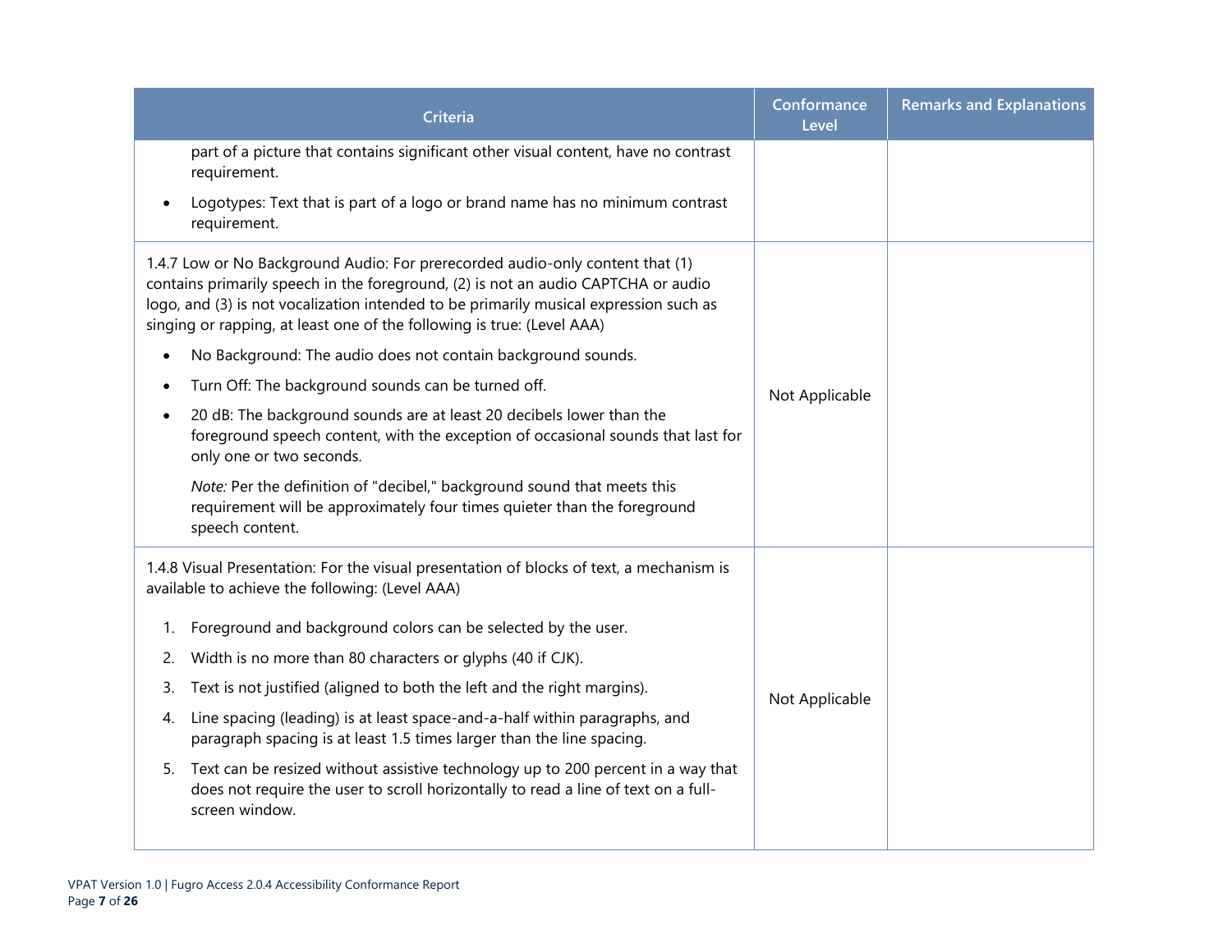| Criteria | Conformance Level | Remarks and Explanations |
| --- | --- | --- |
| part of a picture that contains significant other visual content, have no contrast requirement.<br>• Logotypes: Text that is part of a logo or brand name has no minimum contrast requirement. | | |
| 1.4.7 Low or No Background Audio: For prerecorded audio-only content that (1) contains primarily speech in the foreground, (2) is not an audio CAPTCHA or audio logo, and (3) is not vocalization intended to be primarily musical expression such as singing or rapping, at least one of the following is true: (Level AAA)<br>• No Background: The audio does not contain background sounds.<br>• Turn Off: The background sounds can be turned off.<br>• 20 dB: The background sounds are at least 20 decibels lower than the foreground speech content, with the exception of occasional sounds that last for only one or two seconds.<br>*Note:* Per the definition of "decibel," background sound that meets this requirement will be approximately four times quieter than the foreground speech content. | Not Applicable | |
| 1.4.8 Visual Presentation: For the visual presentation of blocks of text, a mechanism is available to achieve the following: (Level AAA)<br>1. Foreground and background colors can be selected by the user.<br>2. Width is no more than 80 characters or glyphs (40 if CJK).<br>3. Text is not justified (aligned to both the left and the right margins).<br>4. Line spacing (leading) is at least space-and-a-half within paragraphs, and paragraph spacing is at least 1.5 times larger than the line spacing.<br>5. Text can be resized without assistive technology up to 200 percent in a way that does not require the user to scroll horizontally to read a line of text on a full-screen window. | Not Applicable | |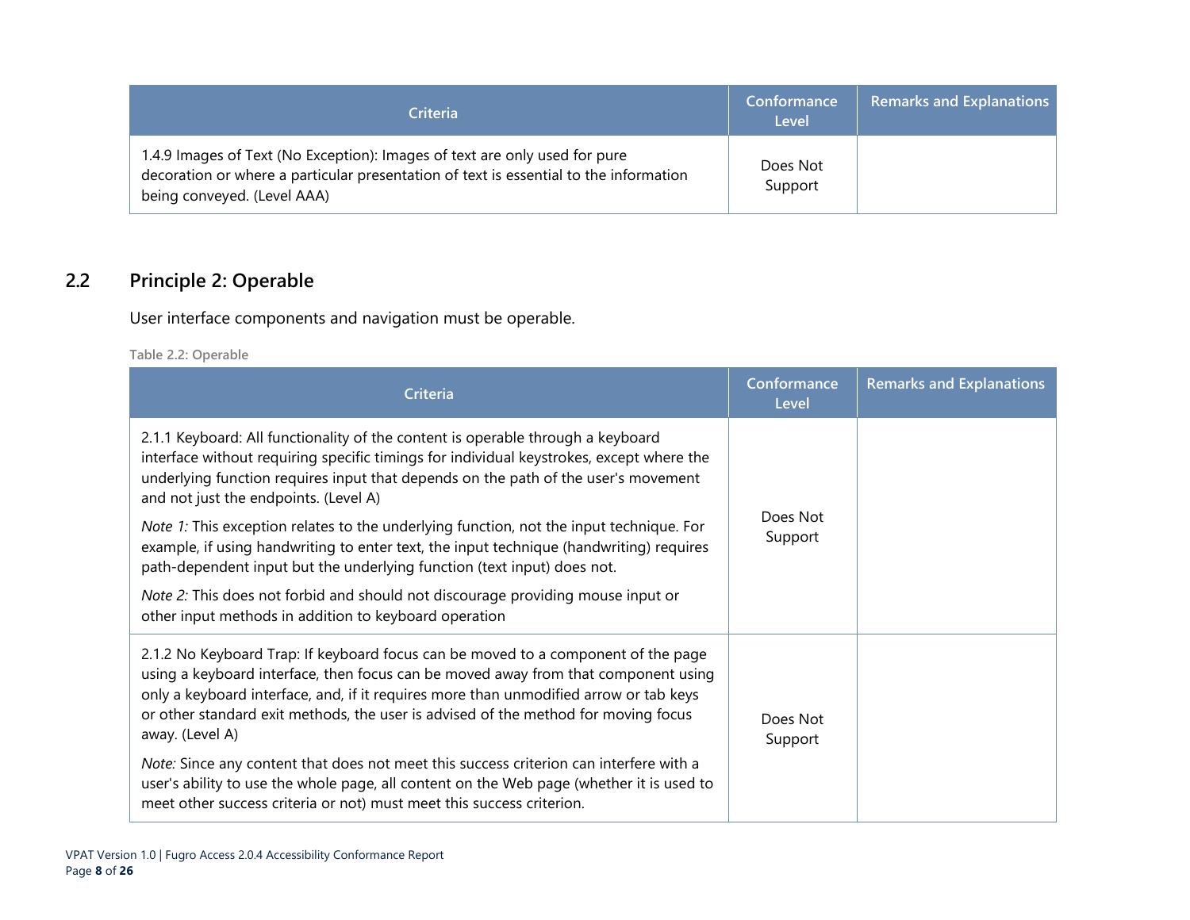| Criteria | Conformance Level | Remarks and Explanations |
|---|---|---|
| 1.4.9 Images of Text (No Exception): Images of text are only used for pure decoration or where a particular presentation of text is essential to the information being conveyed. (Level AAA) | Does Not Support | |

## 2.2 Principle 2: Operable

User interface components and navigation must be operable.

Table 2.2: Operable

| Criteria | Conformance Level | Remarks and Explanations |
|---|---|---|
| 2.1.1 Keyboard: All functionality of the content is operable through a keyboard interface without requiring specific timings for individual keystrokes, except where the underlying function requires input that depends on the path of the user's movement and not just the endpoints. (Level A)<br><br>*Note 1:* This exception relates to the underlying function, not the input technique. For example, if using handwriting to enter text, the input technique (handwriting) requires path-dependent input but the underlying function (text input) does not.<br><br>*Note 2:* This does not forbid and should not discourage providing mouse input or other input methods in addition to keyboard operation | Does Not Support | |
| 2.1.2 No Keyboard Trap: If keyboard focus can be moved to a component of the page using a keyboard interface, then focus can be moved away from that component using only a keyboard interface, and, if it requires more than unmodified arrow or tab keys or other standard exit methods, the user is advised of the method for moving focus away. (Level A)<br><br>*Note:* Since any content that does not meet this success criterion can interfere with a user's ability to use the whole page, all content on the Web page (whether it is used to meet other success criteria or not) must meet this success criterion. | Does Not Support | |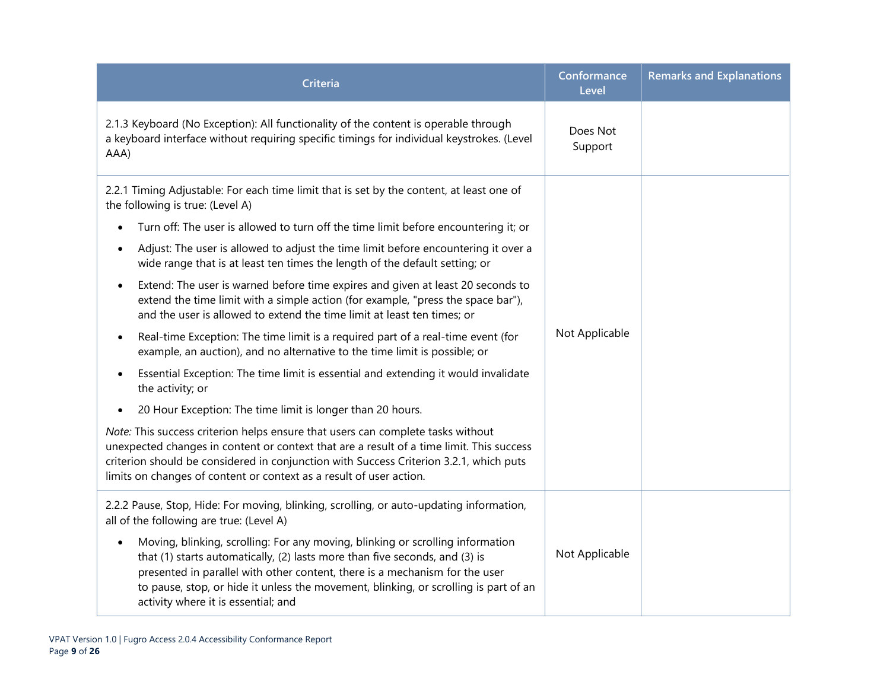| Criteria | Conformance Level | Remarks and Explanations |
|---|---|---|
| 2.1.3 Keyboard (No Exception): All functionality of the content is operable through a keyboard interface without requiring specific timings for individual keystrokes. (Level AAA) | Does Not Support | |
| 2.2.1 Timing Adjustable: For each time limit that is set by the content, at least one of the following is true: (Level A)<br>• Turn off: The user is allowed to turn off the time limit before encountering it; or<br>• Adjust: The user is allowed to adjust the time limit before encountering it over a wide range that is at least ten times the length of the default setting; or<br>• Extend: The user is warned before time expires and given at least 20 seconds to extend the time limit with a simple action (for example, "press the space bar"), and the user is allowed to extend the time limit at least ten times; or<br>• Real-time Exception: The time limit is a required part of a real-time event (for example, an auction), and no alternative to the time limit is possible; or<br>• Essential Exception: The time limit is essential and extending it would invalidate the activity; or<br>• 20 Hour Exception: The time limit is longer than 20 hours.<br>*Note:* This success criterion helps ensure that users can complete tasks without unexpected changes in content or context that are a result of a time limit. This success criterion should be considered in conjunction with Success Criterion 3.2.1, which puts limits on changes of content or context as a result of user action. | Not Applicable | |
| 2.2.2 Pause, Stop, Hide: For moving, blinking, scrolling, or auto-updating information, all of the following are true: (Level A)<br>• Moving, blinking, scrolling: For any moving, blinking or scrolling information that (1) starts automatically, (2) lasts more than five seconds, and (3) is presented in parallel with other content, there is a mechanism for the user to pause, stop, or hide it unless the movement, blinking, or scrolling is part of an activity where it is essential; and | Not Applicable | |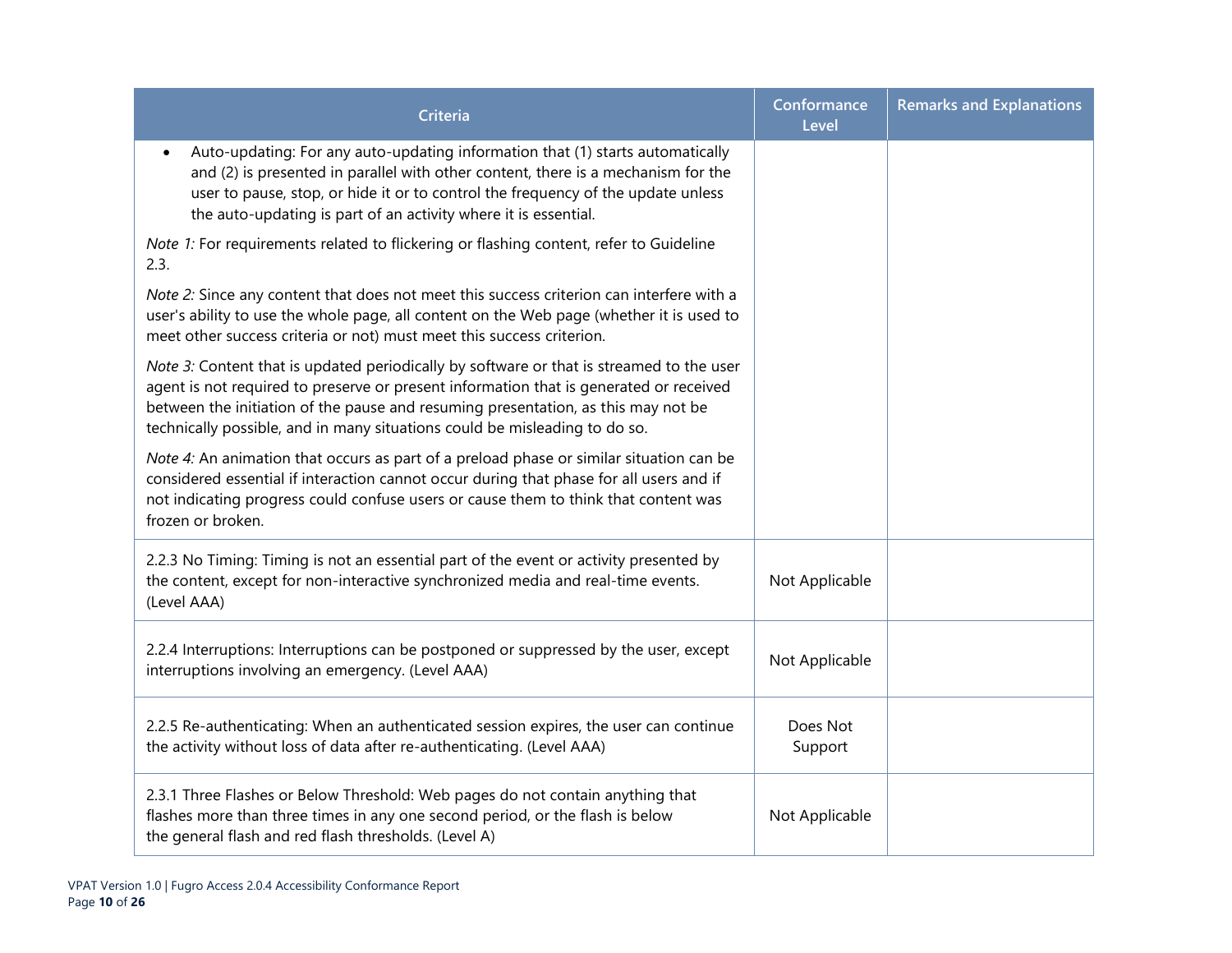| Criteria | Conformance Level | Remarks and Explanations |
|---|---|---|
| • Auto-updating: For any auto-updating information that (1) starts automatically and (2) is presented in parallel with other content, there is a mechanism for the user to pause, stop, or hide it or to control the frequency of the update unless the auto-updating is part of an activity where it is essential. *Note 1:* For requirements related to flickering or flashing content, refer to Guideline 2.3. *Note 2:* Since any content that does not meet this success criterion can interfere with a user's ability to use the whole page, all content on the Web page (whether it is used to meet other success criteria or not) must meet this success criterion. *Note 3:* Content that is updated periodically by software or that is streamed to the user agent is not required to preserve or present information that is generated or received between the initiation of the pause and resuming presentation, as this may not be technically possible, and in many situations could be misleading to do so. *Note 4:* An animation that occurs as part of a preload phase or similar situation can be considered essential if interaction cannot occur during that phase for all users and if not indicating progress could confuse users or cause them to think that content was frozen or broken. | | |
| 2.2.3 No Timing: Timing is not an essential part of the event or activity presented by the content, except for non-interactive synchronized media and real-time events. (Level AAA) | Not Applicable | |
| 2.2.4 Interruptions: Interruptions can be postponed or suppressed by the user, except interruptions involving an emergency. (Level AAA) | Not Applicable | |
| 2.2.5 Re-authenticating: When an authenticated session expires, the user can continue the activity without loss of data after re-authenticating. (Level AAA) | Does Not Support | |
| 2.3.1 Three Flashes or Below Threshold: Web pages do not contain anything that flashes more than three times in any one second period, or the flash is below the general flash and red flash thresholds. (Level A) | Not Applicable | |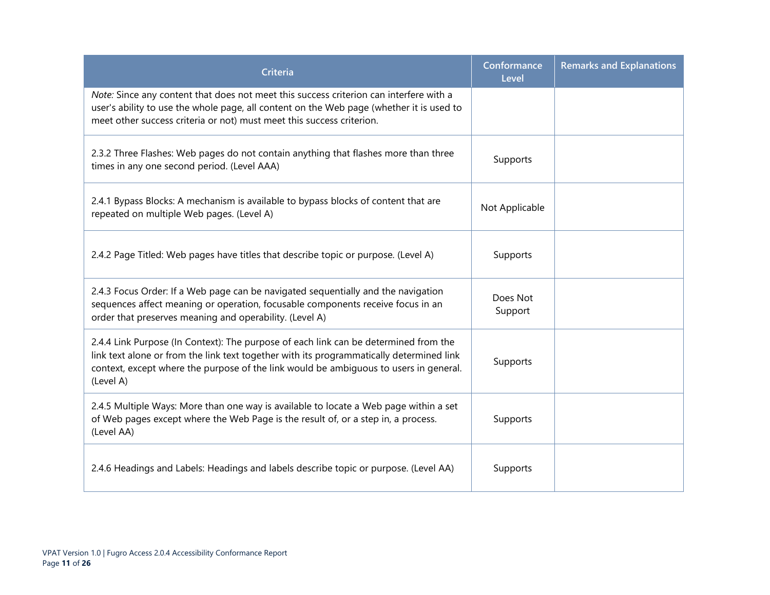| Criteria | Conformance Level | Remarks and Explanations |
| --- | --- | --- |
| *Note:* Since any content that does not meet this success criterion can interfere with a user's ability to use the whole page, all content on the Web page (whether it is used to meet other success criteria or not) must meet this success criterion. | | |
| 2.3.2 Three Flashes: Web pages do not contain anything that flashes more than three times in any one second period. (Level AAA) | Supports | |
| 2.4.1 Bypass Blocks: A mechanism is available to bypass blocks of content that are repeated on multiple Web pages. (Level A) | Not Applicable | |
| 2.4.2 Page Titled: Web pages have titles that describe topic or purpose. (Level A) | Supports | |
| 2.4.3 Focus Order: If a Web page can be navigated sequentially and the navigation sequences affect meaning or operation, focusable components receive focus in an order that preserves meaning and operability. (Level A) | Does Not Support | |
| 2.4.4 Link Purpose (In Context): The purpose of each link can be determined from the link text alone or from the link text together with its programmatically determined link context, except where the purpose of the link would be ambiguous to users in general. (Level A) | Supports | |
| 2.4.5 Multiple Ways: More than one way is available to locate a Web page within a set of Web pages except where the Web Page is the result of, or a step in, a process. (Level AA) | Supports | |
| 2.4.6 Headings and Labels: Headings and labels describe topic or purpose. (Level AA) | Supports | |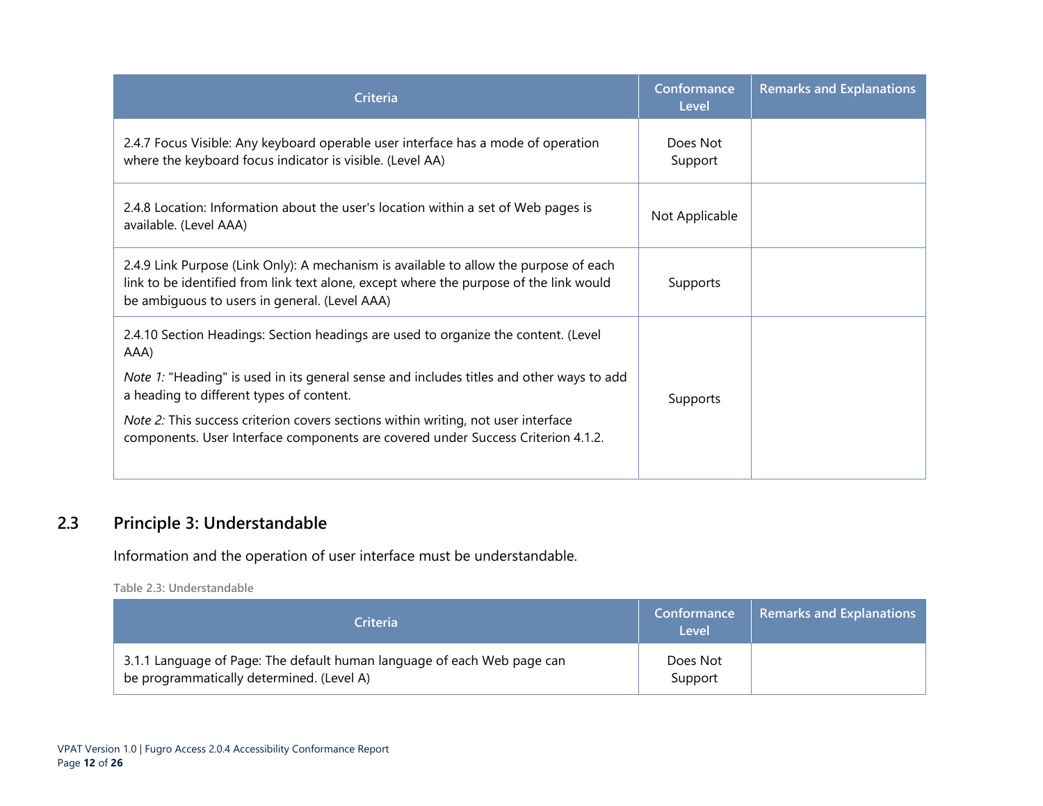| Criteria | Conformance Level | Remarks and Explanations |
| --- | --- | --- |
| 2.4.7 Focus Visible: Any keyboard operable user interface has a mode of operation where the keyboard focus indicator is visible. (Level AA) | Does Not Support | |
| 2.4.8 Location: Information about the user's location within a set of Web pages is available. (Level AAA) | Not Applicable | |
| 2.4.9 Link Purpose (Link Only): A mechanism is available to allow the purpose of each link to be identified from link text alone, except where the purpose of the link would be ambiguous to users in general. (Level AAA) | Supports | |
| 2.4.10 Section Headings: Section headings are used to organize the content. (Level AAA)<br><br>*Note 1:* "Heading" is used in its general sense and includes titles and other ways to add a heading to different types of content.<br><br>*Note 2:* This success criterion covers sections within writing, not user interface components. User Interface components are covered under Success Criterion 4.1.2. | Supports | |

## 2.3 Principle 3: Understandable

Information and the operation of user interface must be understandable.

Table 2.3: Understandable

| Criteria | Conformance Level | Remarks and Explanations |
| --- | --- | --- |
| 3.1.1 Language of Page: The default human language of each Web page can be programmatically determined. (Level A) | Does Not Support | |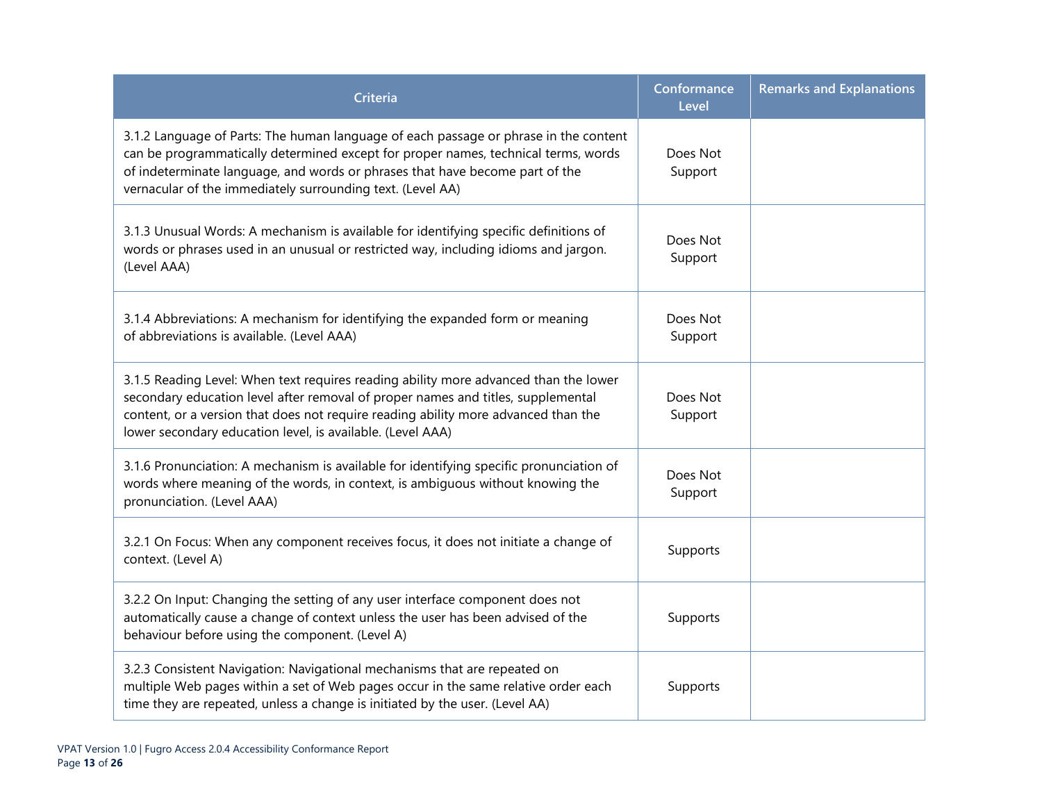| Criteria | Conformance Level | Remarks and Explanations |
| --- | --- | --- |
| 3.1.2 Language of Parts: The human language of each passage or phrase in the content can be programmatically determined except for proper names, technical terms, words of indeterminate language, and words or phrases that have become part of the vernacular of the immediately surrounding text. (Level AA) | Does Not Support | |
| 3.1.3 Unusual Words: A mechanism is available for identifying specific definitions of words or phrases used in an unusual or restricted way, including idioms and jargon. (Level AAA) | Does Not Support | |
| 3.1.4 Abbreviations: A mechanism for identifying the expanded form or meaning of abbreviations is available. (Level AAA) | Does Not Support | |
| 3.1.5 Reading Level: When text requires reading ability more advanced than the lower secondary education level after removal of proper names and titles, supplemental content, or a version that does not require reading ability more advanced than the lower secondary education level, is available. (Level AAA) | Does Not Support | |
| 3.1.6 Pronunciation: A mechanism is available for identifying specific pronunciation of words where meaning of the words, in context, is ambiguous without knowing the pronunciation. (Level AAA) | Does Not Support | |
| 3.2.1 On Focus: When any component receives focus, it does not initiate a change of context. (Level A) | Supports | |
| 3.2.2 On Input: Changing the setting of any user interface component does not automatically cause a change of context unless the user has been advised of the behaviour before using the component. (Level A) | Supports | |
| 3.2.3 Consistent Navigation: Navigational mechanisms that are repeated on multiple Web pages within a set of Web pages occur in the same relative order each time they are repeated, unless a change is initiated by the user. (Level AA) | Supports | |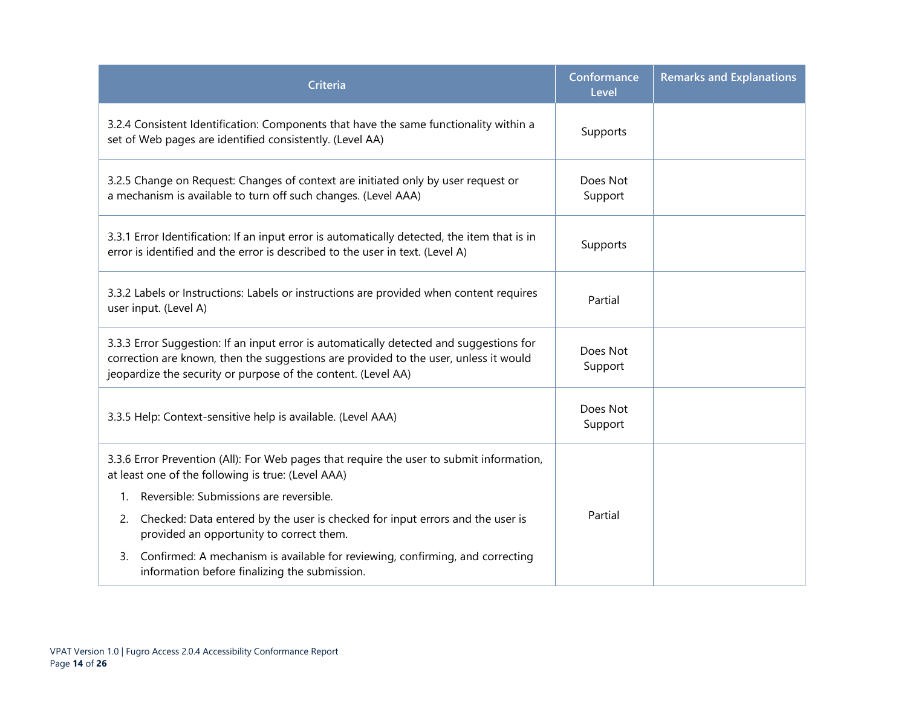| Criteria | Conformance Level | Remarks and Explanations |
| --- | --- | --- |
| 3.2.4 Consistent Identification: Components that have the same functionality within a set of Web pages are identified consistently. (Level AA) | Supports | |
| 3.2.5 Change on Request: Changes of context are initiated only by user request or a mechanism is available to turn off such changes. (Level AAA) | Does Not Support | |
| 3.3.1 Error Identification: If an input error is automatically detected, the item that is in error is identified and the error is described to the user in text. (Level A) | Supports | |
| 3.3.2 Labels or Instructions: Labels or instructions are provided when content requires user input. (Level A) | Partial | |
| 3.3.3 Error Suggestion: If an input error is automatically detected and suggestions for correction are known, then the suggestions are provided to the user, unless it would jeopardize the security or purpose of the content. (Level AA) | Does Not Support | |
| 3.3.5 Help: Context-sensitive help is available. (Level AAA) | Does Not Support | |
| 3.3.6 Error Prevention (All): For Web pages that require the user to submit information, at least one of the following is true: (Level AAA)<br>1. Reversible: Submissions are reversible.<br>2. Checked: Data entered by the user is checked for input errors and the user is provided an opportunity to correct them.<br>3. Confirmed: A mechanism is available for reviewing, confirming, and correcting information before finalizing the submission. | Partial | |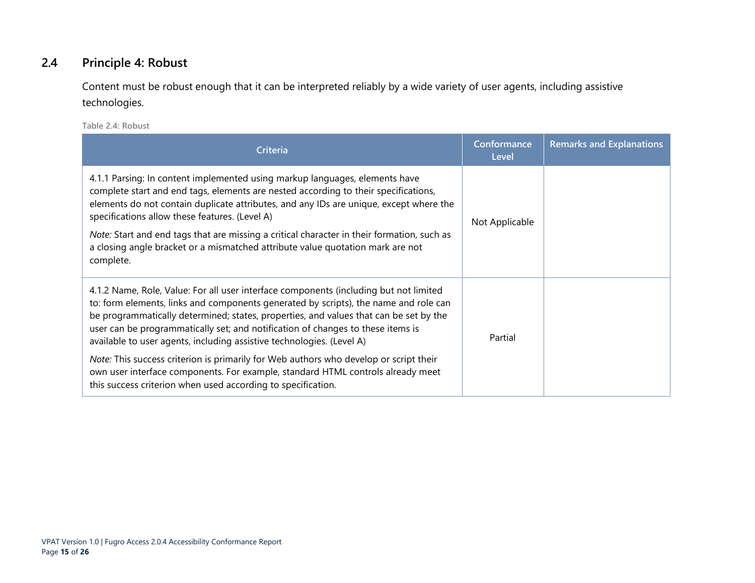## 2.4 Principle 4: Robust

Content must be robust enough that it can be interpreted reliably by a wide variety of user agents, including assistive technologies.

Table 2.4: Robust

| Criteria | Conformance Level | Remarks and Explanations |
|---|---|---|
| 4.1.1 Parsing: In content implemented using markup languages, elements have complete start and end tags, elements are nested according to their specifications, elements do not contain duplicate attributes, and any IDs are unique, except where the specifications allow these features. (Level A)<br><br>*Note:* Start and end tags that are missing a critical character in their formation, such as a closing angle bracket or a mismatched attribute value quotation mark are not complete. | Not Applicable | |
| 4.1.2 Name, Role, Value: For all user interface components (including but not limited to: form elements, links and components generated by scripts), the name and role can be programmatically determined; states, properties, and values that can be set by the user can be programmatically set; and notification of changes to these items is available to user agents, including assistive technologies. (Level A)<br><br>*Note:* This success criterion is primarily for Web authors who develop or script their own user interface components. For example, standard HTML controls already meet this success criterion when used according to specification. | Partial | |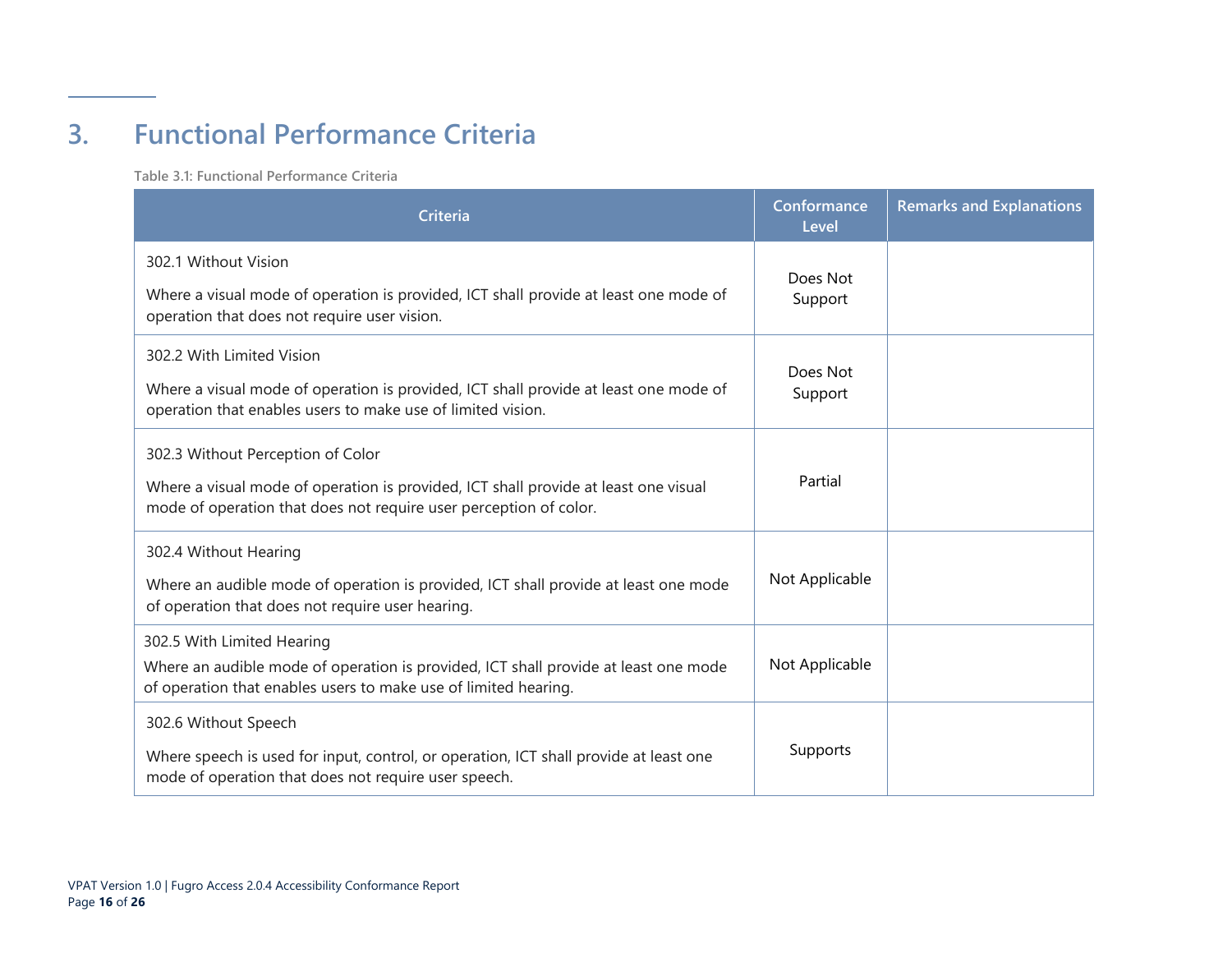# 3. Functional Performance Criteria

Table 3.1: Functional Performance Criteria

| Criteria | Conformance Level | Remarks and Explanations |
|---|---|---|
| 302.1 Without Vision<br><br>Where a visual mode of operation is provided, ICT shall provide at least one mode of operation that does not require user vision. | Does Not Support | |
| 302.2 With Limited Vision<br><br>Where a visual mode of operation is provided, ICT shall provide at least one mode of operation that enables users to make use of limited vision. | Does Not Support | |
| 302.3 Without Perception of Color<br><br>Where a visual mode of operation is provided, ICT shall provide at least one visual mode of operation that does not require user perception of color. | Partial | |
| 302.4 Without Hearing<br><br>Where an audible mode of operation is provided, ICT shall provide at least one mode of operation that does not require user hearing. | Not Applicable | |
| 302.5 With Limited Hearing<br><br>Where an audible mode of operation is provided, ICT shall provide at least one mode of operation that enables users to make use of limited hearing. | Not Applicable | |
| 302.6 Without Speech<br><br>Where speech is used for input, control, or operation, ICT shall provide at least one mode of operation that does not require user speech. | Supports | |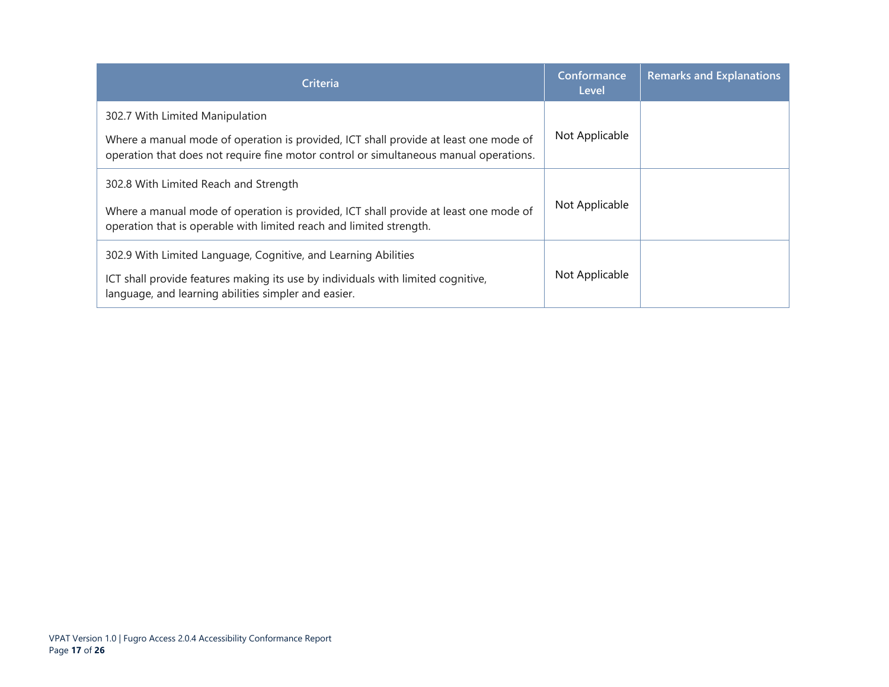| Criteria | Conformance Level | Remarks and Explanations |
| --- | --- | --- |
| 302.7 With Limited Manipulation<br><br>Where a manual mode of operation is provided, ICT shall provide at least one mode of operation that does not require fine motor control or simultaneous manual operations. | Not Applicable | |
| 302.8 With Limited Reach and Strength<br><br>Where a manual mode of operation is provided, ICT shall provide at least one mode of operation that is operable with limited reach and limited strength. | Not Applicable | |
| 302.9 With Limited Language, Cognitive, and Learning Abilities<br><br>ICT shall provide features making its use by individuals with limited cognitive, language, and learning abilities simpler and easier. | Not Applicable | |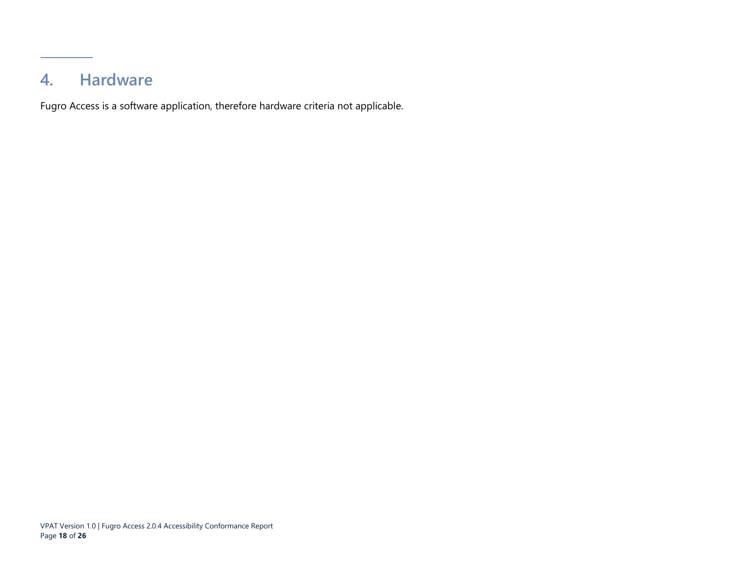## 4. Hardware

Fugro Access is a software application, therefore hardware criteria not applicable.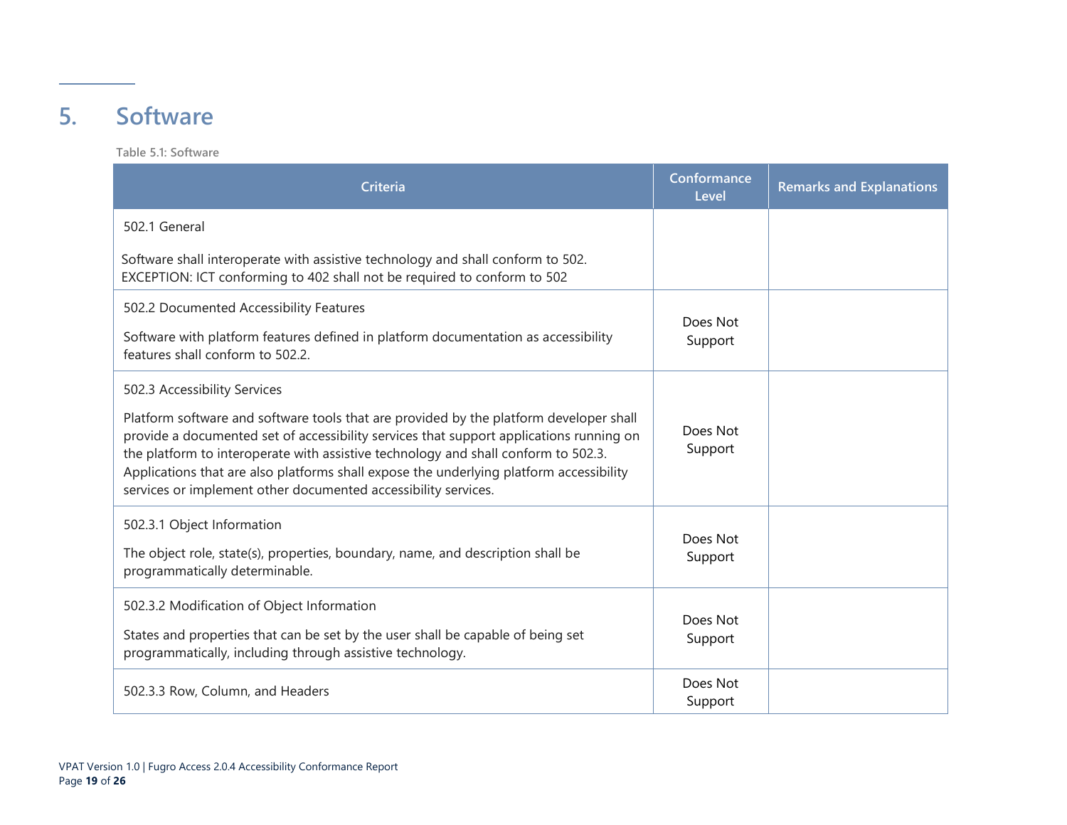## 5. Software

Table 5.1: Software

| Criteria | Conformance Level | Remarks and Explanations |
|---|---|---|
| 502.1 General<br><br>Software shall interoperate with assistive technology and shall conform to 502. EXCEPTION: ICT conforming to 402 shall not be required to conform to 502 | | |
| 502.2 Documented Accessibility Features<br><br>Software with platform features defined in platform documentation as accessibility features shall conform to 502.2. | Does Not Support | |
| 502.3 Accessibility Services<br><br>Platform software and software tools that are provided by the platform developer shall provide a documented set of accessibility services that support applications running on the platform to interoperate with assistive technology and shall conform to 502.3. Applications that are also platforms shall expose the underlying platform accessibility services or implement other documented accessibility services. | Does Not Support | |
| 502.3.1 Object Information<br><br>The object role, state(s), properties, boundary, name, and description shall be programmatically determinable. | Does Not Support | |
| 502.3.2 Modification of Object Information<br><br>States and properties that can be set by the user shall be capable of being set programmatically, including through assistive technology. | Does Not Support | |
| 502.3.3 Row, Column, and Headers | Does Not Support | |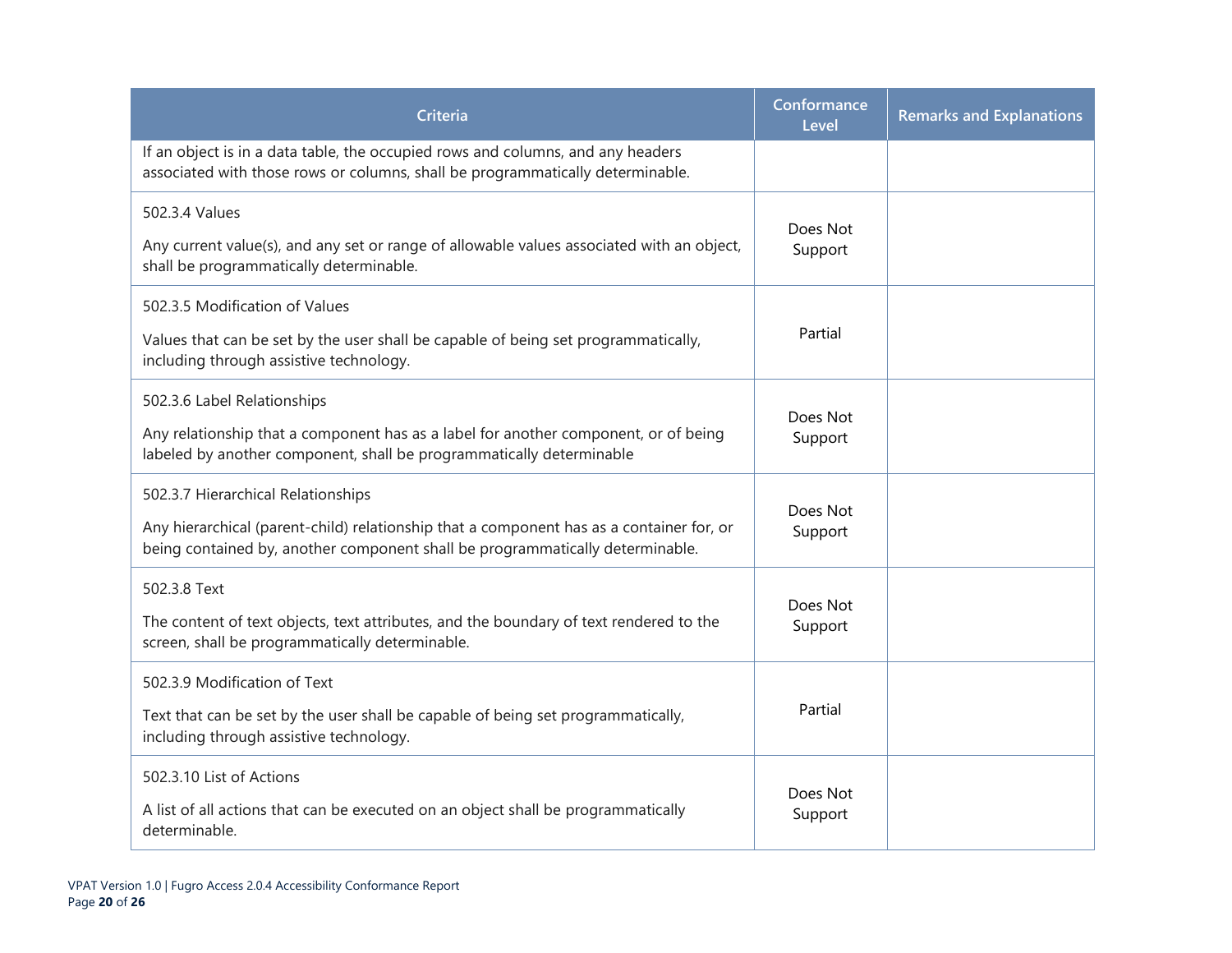| Criteria | Conformance Level | Remarks and Explanations |
|---|---|---|
| If an object is in a data table, the occupied rows and columns, and any headers associated with those rows or columns, shall be programmatically determinable. | | |
| 502.3.4 Values<br><br>Any current value(s), and any set or range of allowable values associated with an object, shall be programmatically determinable. | Does Not Support | |
| 502.3.5 Modification of Values<br><br>Values that can be set by the user shall be capable of being set programmatically, including through assistive technology. | Partial | |
| 502.3.6 Label Relationships<br><br>Any relationship that a component has as a label for another component, or of being labeled by another component, shall be programmatically determinable | Does Not Support | |
| 502.3.7 Hierarchical Relationships<br><br>Any hierarchical (parent-child) relationship that a component has as a container for, or being contained by, another component shall be programmatically determinable. | Does Not Support | |
| 502.3.8 Text<br><br>The content of text objects, text attributes, and the boundary of text rendered to the screen, shall be programmatically determinable. | Does Not Support | |
| 502.3.9 Modification of Text<br><br>Text that can be set by the user shall be capable of being set programmatically, including through assistive technology. | Partial | |
| 502.3.10 List of Actions<br><br>A list of all actions that can be executed on an object shall be programmatically determinable. | Does Not Support | |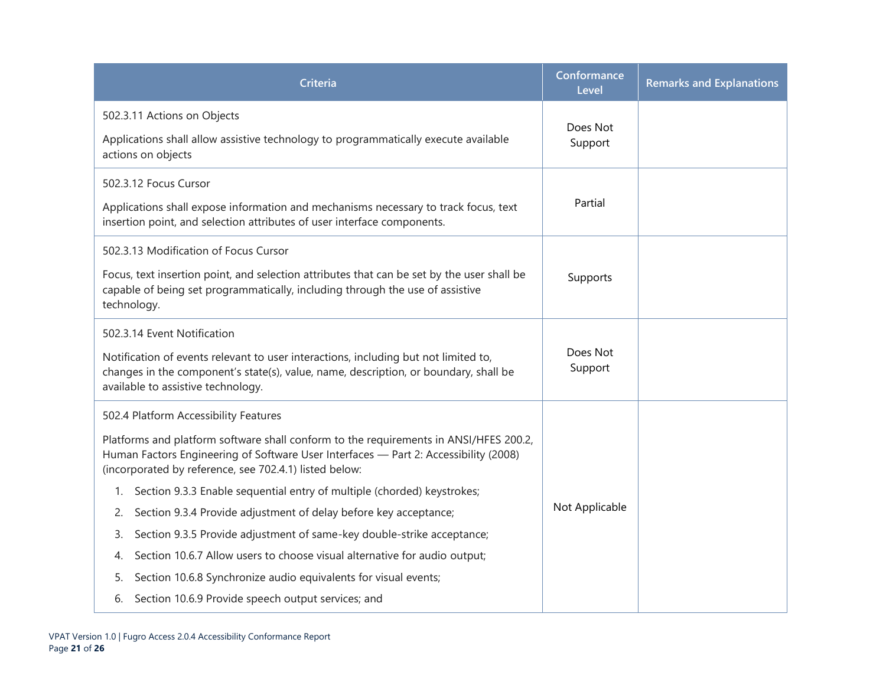| Criteria | Conformance Level | Remarks and Explanations |
| --- | --- | --- |
| 502.3.11 Actions on Objects<br><br>Applications shall allow assistive technology to programmatically execute available actions on objects | Does Not Support | |
| 502.3.12 Focus Cursor<br><br>Applications shall expose information and mechanisms necessary to track focus, text insertion point, and selection attributes of user interface components. | Partial | |
| 502.3.13 Modification of Focus Cursor<br><br>Focus, text insertion point, and selection attributes that can be set by the user shall be capable of being set programmatically, including through the use of assistive technology. | Supports | |
| 502.3.14 Event Notification<br><br>Notification of events relevant to user interactions, including but not limited to, changes in the component's state(s), value, name, description, or boundary, shall be available to assistive technology. | Does Not Support | |
| 502.4 Platform Accessibility Features<br><br>Platforms and platform software shall conform to the requirements in ANSI/HFES 200.2, Human Factors Engineering of Software User Interfaces — Part 2: Accessibility (2008) (incorporated by reference, see 702.4.1) listed below:<br><br>1. Section 9.3.3 Enable sequential entry of multiple (chorded) keystrokes;<br>2. Section 9.3.4 Provide adjustment of delay before key acceptance;<br>3. Section 9.3.5 Provide adjustment of same-key double-strike acceptance;<br>4. Section 10.6.7 Allow users to choose visual alternative for audio output;<br>5. Section 10.6.8 Synchronize audio equivalents for visual events;<br>6. Section 10.6.9 Provide speech output services; and | Not Applicable | |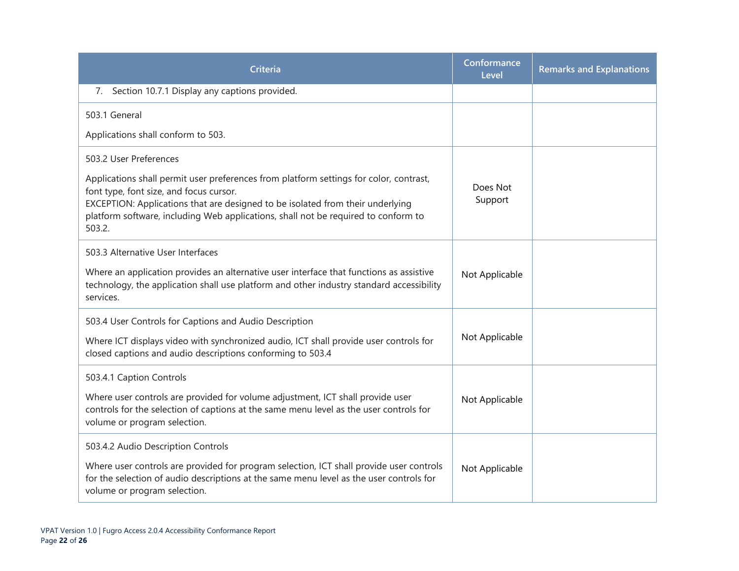| Criteria | Conformance Level | Remarks and Explanations |
|---|---|---|
| 7. Section 10.7.1 Display any captions provided. | | |
| 503.1 General<br><br>Applications shall conform to 503. | | |
| 503.2 User Preferences<br><br>Applications shall permit user preferences from platform settings for color, contrast, font type, font size, and focus cursor.<br>EXCEPTION: Applications that are designed to be isolated from their underlying platform software, including Web applications, shall not be required to conform to 503.2. | Does Not Support | |
| 503.3 Alternative User Interfaces<br><br>Where an application provides an alternative user interface that functions as assistive technology, the application shall use platform and other industry standard accessibility services. | Not Applicable | |
| 503.4 User Controls for Captions and Audio Description<br><br>Where ICT displays video with synchronized audio, ICT shall provide user controls for closed captions and audio descriptions conforming to 503.4 | Not Applicable | |
| 503.4.1 Caption Controls<br><br>Where user controls are provided for volume adjustment, ICT shall provide user controls for the selection of captions at the same menu level as the user controls for volume or program selection. | Not Applicable | |
| 503.4.2 Audio Description Controls<br><br>Where user controls are provided for program selection, ICT shall provide user controls for the selection of audio descriptions at the same menu level as the user controls for volume or program selection. | Not Applicable | |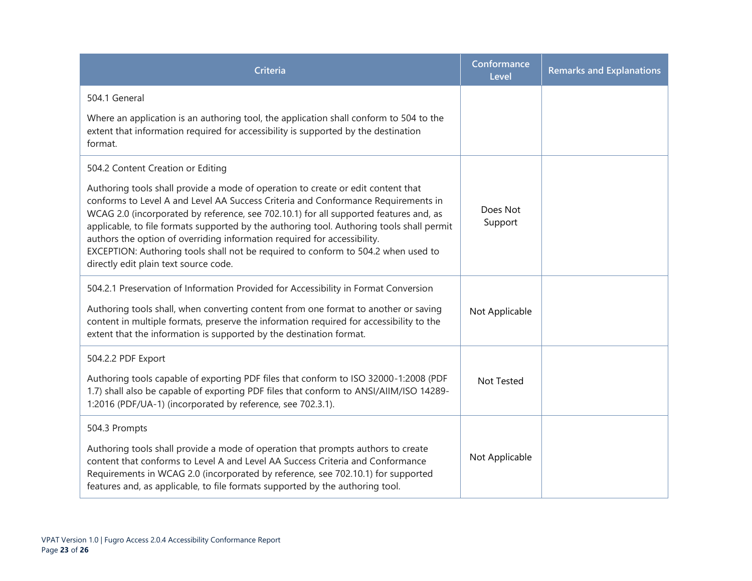| Criteria | Conformance Level | Remarks and Explanations |
| --- | --- | --- |
| 504.1 General<br><br>Where an application is an authoring tool, the application shall conform to 504 to the extent that information required for accessibility is supported by the destination format. | | |
| 504.2 Content Creation or Editing<br><br>Authoring tools shall provide a mode of operation to create or edit content that conforms to Level A and Level AA Success Criteria and Conformance Requirements in WCAG 2.0 (incorporated by reference, see 702.10.1) for all supported features and, as applicable, to file formats supported by the authoring tool. Authoring tools shall permit authors the option of overriding information required for accessibility.<br>EXCEPTION: Authoring tools shall not be required to conform to 504.2 when used to directly edit plain text source code. | Does Not Support | |
| 504.2.1 Preservation of Information Provided for Accessibility in Format Conversion<br><br>Authoring tools shall, when converting content from one format to another or saving content in multiple formats, preserve the information required for accessibility to the extent that the information is supported by the destination format. | Not Applicable | |
| 504.2.2 PDF Export<br><br>Authoring tools capable of exporting PDF files that conform to ISO 32000-1:2008 (PDF 1.7) shall also be capable of exporting PDF files that conform to ANSI/AIIM/ISO 14289-1:2016 (PDF/UA-1) (incorporated by reference, see 702.3.1). | Not Tested | |
| 504.3 Prompts<br><br>Authoring tools shall provide a mode of operation that prompts authors to create content that conforms to Level A and Level AA Success Criteria and Conformance Requirements in WCAG 2.0 (incorporated by reference, see 702.10.1) for supported features and, as applicable, to file formats supported by the authoring tool. | Not Applicable | |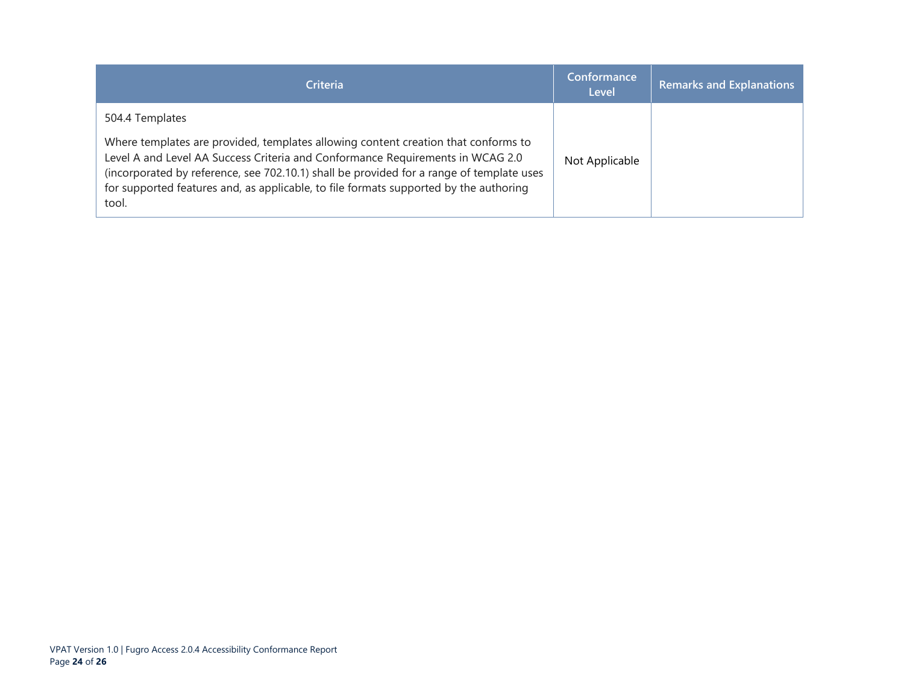| Criteria | Conformance Level | Remarks and Explanations |
| --- | --- | --- |
| 504.4 Templates<br><br>Where templates are provided, templates allowing content creation that conforms to Level A and Level AA Success Criteria and Conformance Requirements in WCAG 2.0 (incorporated by reference, see 702.10.1) shall be provided for a range of template uses for supported features and, as applicable, to file formats supported by the authoring tool. | Not Applicable | |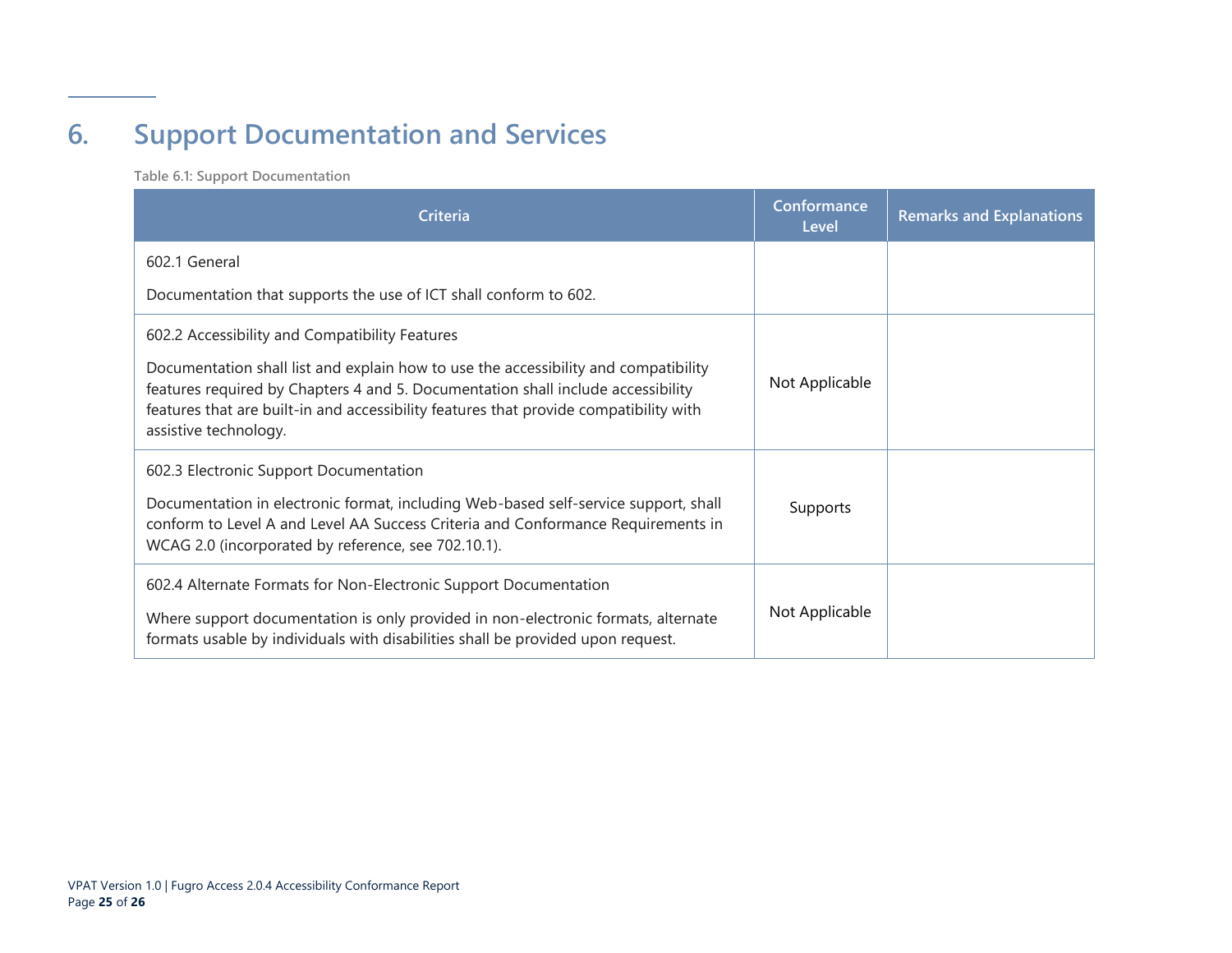# 6. Support Documentation and Services

**Table 6.1: Support Documentation**

| Criteria | Conformance Level | Remarks and Explanations |
|---|---|---|
| 602.1 General<br><br>Documentation that supports the use of ICT shall conform to 602. | | |
| 602.2 Accessibility and Compatibility Features<br><br>Documentation shall list and explain how to use the accessibility and compatibility features required by Chapters 4 and 5. Documentation shall include accessibility features that are built-in and accessibility features that provide compatibility with assistive technology. | Not Applicable | |
| 602.3 Electronic Support Documentation<br><br>Documentation in electronic format, including Web-based self-service support, shall conform to Level A and Level AA Success Criteria and Conformance Requirements in WCAG 2.0 (incorporated by reference, see 702.10.1). | Supports | |
| 602.4 Alternate Formats for Non-Electronic Support Documentation<br><br>Where support documentation is only provided in non-electronic formats, alternate formats usable by individuals with disabilities shall be provided upon request. | Not Applicable | |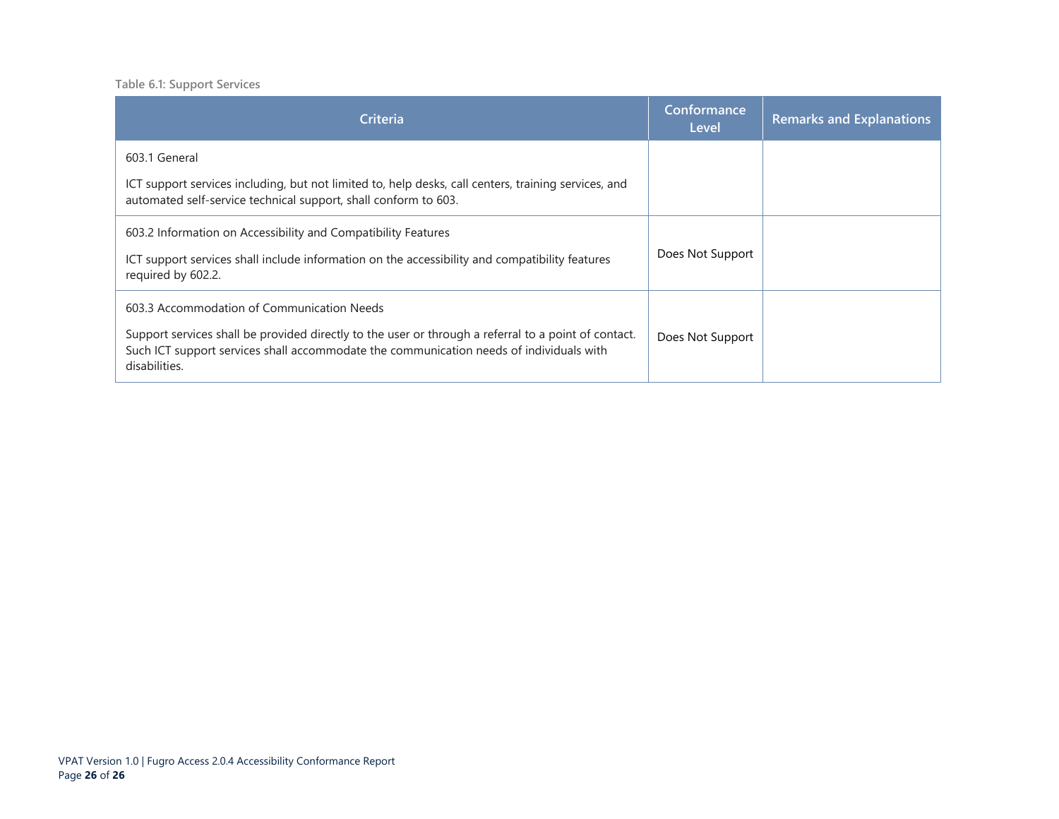Table 6.1: Support Services

| Criteria | Conformance Level | Remarks and Explanations |
|---|---|---|
| 603.1 General<br><br>ICT support services including, but not limited to, help desks, call centers, training services, and automated self-service technical support, shall conform to 603. | | |
| 603.2 Information on Accessibility and Compatibility Features<br><br>ICT support services shall include information on the accessibility and compatibility features required by 602.2. | Does Not Support | |
| 603.3 Accommodation of Communication Needs<br><br>Support services shall be provided directly to the user or through a referral to a point of contact. Such ICT support services shall accommodate the communication needs of individuals with disabilities. | Does Not Support | |